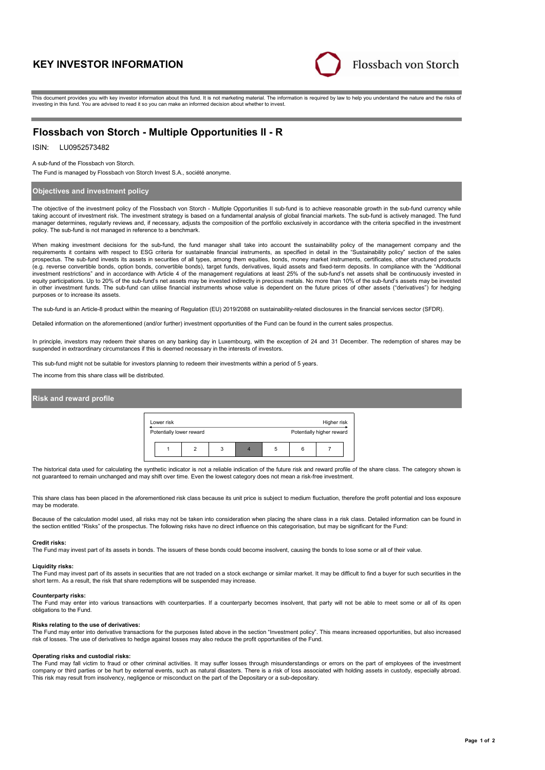# KEY INVESTOR INFORMATION

Flossbach von Storch

This document provides you with key investor information about this fund. It is not marketing material. The information is required by law to help you understand the nature and the risks of investing in this fund. You are advised to read it so you can make an informed decision about whether to invest.

## Flossbach von Storch - Multiple Opportunities II - R

ISIN: LU0952573482

A sub-fund of the Flossbach von Storch.

The Fund is managed by Flossbach von Storch Invest S.A., société anonyme.

### Objectives and investment policy

The objective of the investment policy of the Flossbach von Storch - Multiple Opportunities II sub-fund is to achieve reasonable growth in the sub-fund currency while taking account of investment risk. The investment strategy is based on a fundamental analysis of global financial markets. The sub-fund is actively managed. The fund manager determines, regularly reviews and, if necessary, adjusts the composition of the portfolio exclusively in accordance with the criteria specified in the investment policy. The sub-fund is not managed in reference to a benchmark.

When making investment decisions for the sub-fund, the fund manager shall take into account the sustainability policy of the management company and the requirements it contains with respect to ESG criteria for sustainable financial instruments, as specified in detail in the "Sustainability policy" section of the sales prospectus. The sub-fund invests its assets in securities of all types, among them equities, bonds, money market instruments, certificates, other structured products (e.g. reverse convertible bonds, option bonds, convertible bonds), target funds, derivatives, liquid assets and fixed-term deposits. In compliance with the "Additional investment restrictions" and in accordance with Article 4 of the management regulations at least 25% of the sub-fund's net assets shall be continuously invested in equity participations. Up to 20% of the sub-fund's net assets may be invested indirectly in precious metals. No more than 10% of the sub-fund's assets may be invested in other investment funds. The sub-fund can utilise financial instruments whose value is dependent on the future prices of other assets ("derivatives") for hedging purposes or to increase its assets.

The sub-fund is an Article-8 product within the meaning of Regulation (EU) 2019/2088 on sustainability-related disclosures in the financial services sector (SFDR).

Detailed information on the aforementioned (and/or further) investment opportunities of the Fund can be found in the current sales prospectus.

In principle, investors may redeem their shares on any banking day in Luxembourg, with the exception of 24 and 31 December. The redemption of shares may be suspended in extraordinary circumstances if this is deemed necessary in the interests of investors.

This sub-fund might not be suitable for investors planning to redeem their investments within a period of 5 years.

The income from this share class will be distributed.

### Risk and reward profile

| Lower risk | | | | | | Higher risk |
|---|---|---|---|---|---|---|
| Potentially lower reward | | | | | | Potentially higher reward |
| 1 | 2 | 3 | **4** | 5 | 6 | 7 |

The historical data used for calculating the synthetic indicator is not a reliable indication of the future risk and reward profile of the share class. The category shown is not guaranteed to remain unchanged and may shift over time. Even the lowest category does not mean a risk-free investment.

This share class has been placed in the aforementioned risk class because its unit price is subject to medium fluctuation, therefore the profit potential and loss exposure may be moderate.

Because of the calculation model used, all risks may not be taken into consideration when placing the share class in a risk class. Detailed information can be found in the section entitled "Risks" of the prospectus. The following risks have no direct influence on this categorisation, but may be significant for the Fund:

**Credit risks:**
The Fund may invest part of its assets in bonds. The issuers of these bonds could become insolvent, causing the bonds to lose some or all of their value.

**Liquidity risks:**
The Fund may invest part of its assets in securities that are not traded on a stock exchange or similar market. It may be difficult to find a buyer for such securities in the short term. As a result, the risk that share redemptions will be suspended may increase.

**Counterparty risks:**
The Fund may enter into various transactions with counterparties. If a counterparty becomes insolvent, that party will not be able to meet some or all of its open obligations to the Fund.

**Risks relating to the use of derivatives:**
The Fund may enter into derivative transactions for the purposes listed above in the section "Investment policy". This means increased opportunities, but also increased risk of losses. The use of derivatives to hedge against losses may also reduce the profit opportunities of the Fund.

**Operating risks and custodial risks:**
The Fund may fall victim to fraud or other criminal activities. It may suffer losses through misunderstandings or errors on the part of employees of the investment company or third parties or be hurt by external events, such as natural disasters. There is a risk of loss associated with holding assets in custody, especially abroad. This risk may result from insolvency, negligence or misconduct on the part of the Depositary or a sub-depositary.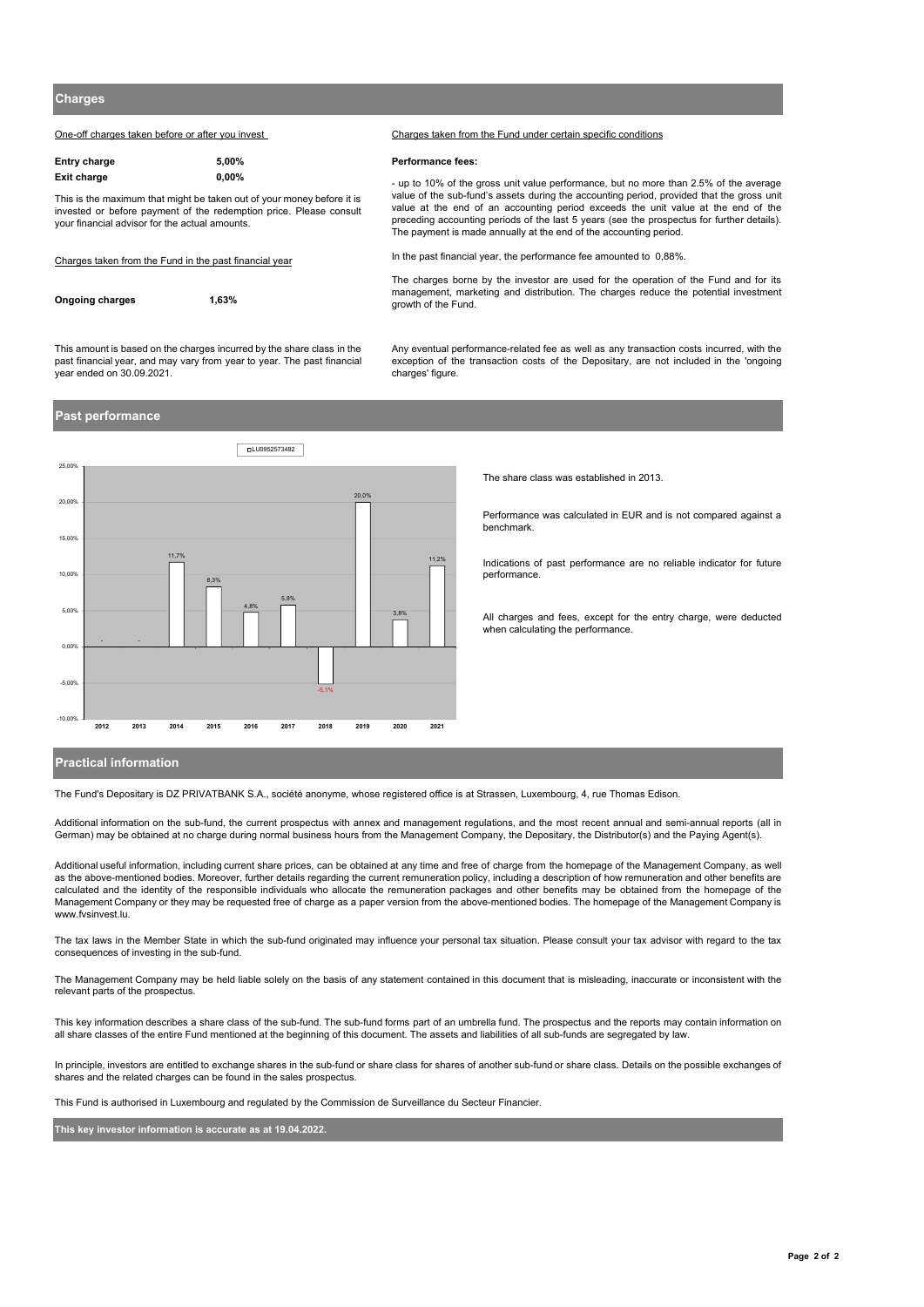## Charges

One-off charges taken before or after you invest

| | |
|---|---|
| **Entry charge** | **5,00%** |
| **Exit charge** | **0,00%** |

This is the maximum that might be taken out of your money before it is invested or before payment of the redemption price. Please consult your financial advisor for the actual amounts.

Charges taken from the Fund in the past financial year

| | |
|---|---|
| **Ongoing charges** | **1,63%** |

This amount is based on the charges incurred by the share class in the past financial year, and may vary from year to year. The past financial year ended on 30.09.2021.

Charges taken from the Fund under certain specific conditions

**Performance fees:**

- up to 10% of the gross unit value performance, but no more than 2.5% of the average value of the sub-fund's assets during the accounting period, provided that the gross unit value at the end of an accounting period exceeds the unit value at the end of the preceding accounting periods of the last 5 years (see the prospectus for further details). The payment is made annually at the end of the accounting period.

In the past financial year, the performance fee amounted to 0,88%.

The charges borne by the investor are used for the operation of the Fund and for its management, marketing and distribution. The charges reduce the potential investment growth of the Fund.

Any eventual performance-related fee as well as any transaction costs incurred, with the exception of the transaction costs of the Depositary, are not included in the 'ongoing charges' figure.

## Past performance

LU0952573482

25,00%
20,00%
15,00%
10,00%
5,00%
0,00%
-5,00%
-10,00%

2012: -
2013: -
2014: 11,7%
2015: 8,3%
2016: 4,8%
2017: 5,8%
2018: -5,1%
2019: 20,0%
2020: 3,8%
2021: 11,2%

The share class was established in 2013.

Performance was calculated in EUR and is not compared against a benchmark.

Indications of past performance are no reliable indicator for future performance.

All charges and fees, except for the entry charge, were deducted when calculating the performance.

## Practical information

The Fund's Depositary is DZ PRIVATBANK S.A., société anonyme, whose registered office is at Strassen, Luxembourg, 4, rue Thomas Edison.

Additional information on the sub-fund, the current prospectus with annex and management regulations, and the most recent annual and semi-annual reports (all in German) may be obtained at no charge during normal business hours from the Management Company, the Depositary, the Distributor(s) and the Paying Agent(s).

Additional useful information, including current share prices, can be obtained at any time and free of charge from the homepage of the Management Company, as well as the above-mentioned bodies. Moreover, further details regarding the current remuneration policy, including a description of how remuneration and other benefits are calculated and the identity of the responsible individuals who allocate the remuneration packages and other benefits may be obtained from the homepage of the Management Company or they may be requested free of charge as a paper version from the above-mentioned bodies. The homepage of the Management Company is www.fvsinvest.lu.

The tax laws in the Member State in which the sub-fund originated may influence your personal tax situation. Please consult your tax advisor with regard to the tax consequences of investing in the sub-fund.

The Management Company may be held liable solely on the basis of any statement contained in this document that is misleading, inaccurate or inconsistent with the relevant parts of the prospectus.

This key information describes a share class of the sub-fund. The sub-fund forms part of an umbrella fund. The prospectus and the reports may contain information on all share classes of the entire Fund mentioned at the beginning of this document. The assets and liabilities of all sub-funds are segregated by law.

In principle, investors are entitled to exchange shares in the sub-fund or share class for shares of another sub-fund or share class. Details on the possible exchanges of shares and the related charges can be found in the sales prospectus.

This Fund is authorised in Luxembourg and regulated by the Commission de Surveillance du Secteur Financier.

**This key investor information is accurate as at 19.04.2022.**